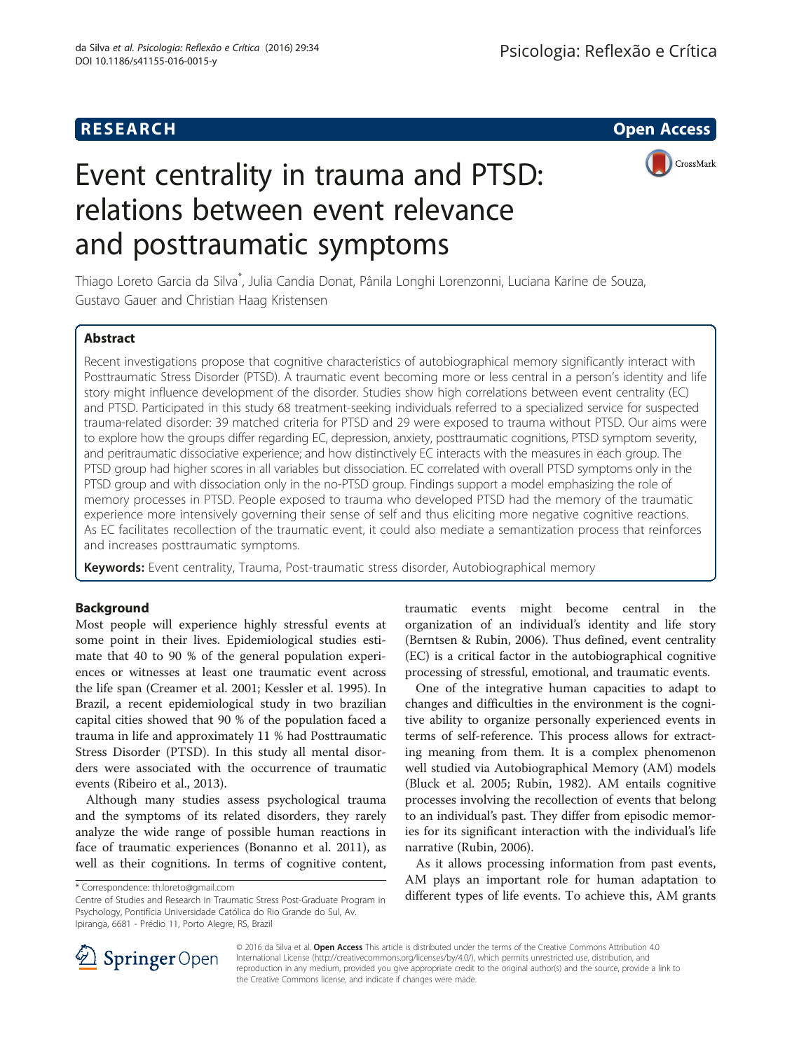RESEARCH Open Access

# Event centrality in trauma and PTSD: relations between event relevance and posttraumatic symptoms

Thiago Loreto Garcia da Silva*, Julia Candia Donat, Pânila Longhi Lorenzonni, Luciana Karine de Souza, Gustavo Gauer and Christian Haag Kristensen

## Abstract

Recent investigations propose that cognitive characteristics of autobiographical memory significantly interact with Posttraumatic Stress Disorder (PTSD). A traumatic event becoming more or less central in a person's identity and life story might influence development of the disorder. Studies show high correlations between event centrality (EC) and PTSD. Participated in this study 68 treatment-seeking individuals referred to a specialized service for suspected trauma-related disorder: 39 matched criteria for PTSD and 29 were exposed to trauma without PTSD. Our aims were to explore how the groups differ regarding EC, depression, anxiety, posttraumatic cognitions, PTSD symptom severity, and peritraumatic dissociative experience; and how distinctively EC interacts with the measures in each group. The PTSD group had higher scores in all variables but dissociation. EC correlated with overall PTSD symptoms only in the PTSD group and with dissociation only in the no-PTSD group. Findings support a model emphasizing the role of memory processes in PTSD. People exposed to trauma who developed PTSD had the memory of the traumatic experience more intensively governing their sense of self and thus eliciting more negative cognitive reactions. As EC facilitates recollection of the traumatic event, it could also mediate a semantization process that reinforces and increases posttraumatic symptoms.

**Keywords:** Event centrality, Trauma, Post-traumatic stress disorder, Autobiographical memory

## Background

Most people will experience highly stressful events at some point in their lives. Epidemiological studies estimate that 40 to 90 % of the general population experiences or witnesses at least one traumatic event across the life span (Creamer et al. 2001; Kessler et al. 1995). In Brazil, a recent epidemiological study in two brazilian capital cities showed that 90 % of the population faced a trauma in life and approximately 11 % had Posttraumatic Stress Disorder (PTSD). In this study all mental disorders were associated with the occurrence of traumatic events (Ribeiro et al., 2013).

Although many studies assess psychological trauma and the symptoms of its related disorders, they rarely analyze the wide range of possible human reactions in face of traumatic experiences (Bonanno et al. 2011), as well as their cognitions. In terms of cognitive content, traumatic events might become central in the organization of an individual's identity and life story (Berntsen & Rubin, 2006). Thus defined, event centrality (EC) is a critical factor in the autobiographical cognitive processing of stressful, emotional, and traumatic events.

One of the integrative human capacities to adapt to changes and difficulties in the environment is the cognitive ability to organize personally experienced events in terms of self-reference. This process allows for extracting meaning from them. It is a complex phenomenon well studied via Autobiographical Memory (AM) models (Bluck et al. 2005; Rubin, 1982). AM entails cognitive processes involving the recollection of events that belong to an individual's past. They differ from episodic memories for its significant interaction with the individual's life narrative (Rubin, 2006).

As it allows processing information from past events, AM plays an important role for human adaptation to different types of life events. To achieve this, AM grants

* Correspondence: th.loreto@gmail.com
Centre of Studies and Research in Traumatic Stress Post-Graduate Program in Psychology, Pontifícia Universidade Católica do Rio Grande do Sul, Av. Ipiranga, 6681 - Prédio 11, Porto Alegre, RS, Brazil

© 2016 da Silva et al. **Open Access** This article is distributed under the terms of the Creative Commons Attribution 4.0 International License (http://creativecommons.org/licenses/by/4.0/), which permits unrestricted use, distribution, and reproduction in any medium, provided you give appropriate credit to the original author(s) and the source, provide a link to the Creative Commons license, and indicate if changes were made.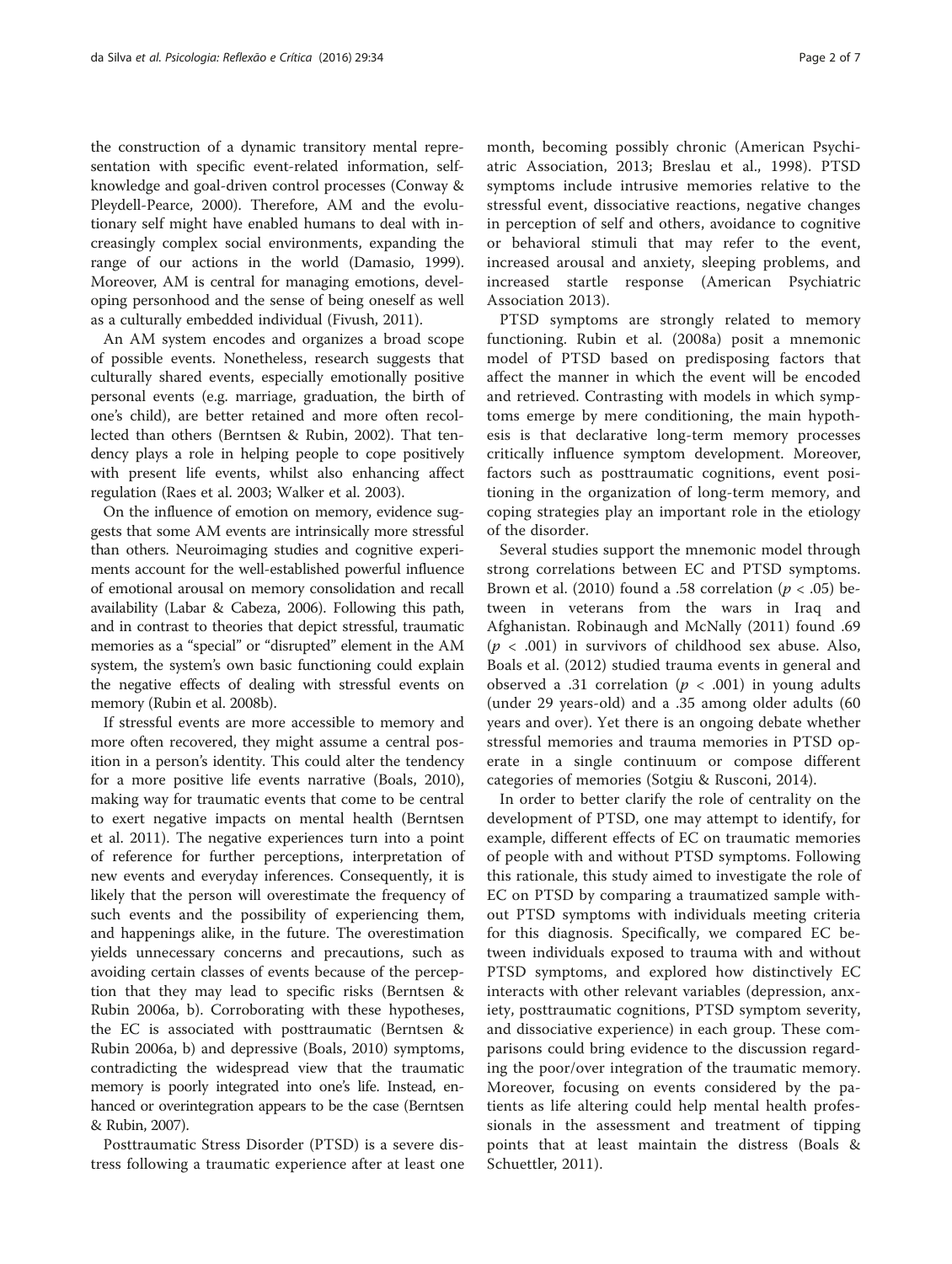the construction of a dynamic transitory mental representation with specific event-related information, self-knowledge and goal-driven control processes (Conway & Pleydell-Pearce, 2000). Therefore, AM and the evolutionary self might have enabled humans to deal with increasingly complex social environments, expanding the range of our actions in the world (Damasio, 1999). Moreover, AM is central for managing emotions, developing personhood and the sense of being oneself as well as a culturally embedded individual (Fivush, 2011).

An AM system encodes and organizes a broad scope of possible events. Nonetheless, research suggests that culturally shared events, especially emotionally positive personal events (e.g. marriage, graduation, the birth of one's child), are better retained and more often recollected than others (Berntsen & Rubin, 2002). That tendency plays a role in helping people to cope positively with present life events, whilst also enhancing affect regulation (Raes et al. 2003; Walker et al. 2003).

On the influence of emotion on memory, evidence suggests that some AM events are intrinsically more stressful than others. Neuroimaging studies and cognitive experiments account for the well-established powerful influence of emotional arousal on memory consolidation and recall availability (Labar & Cabeza, 2006). Following this path, and in contrast to theories that depict stressful, traumatic memories as a "special" or "disrupted" element in the AM system, the system's own basic functioning could explain the negative effects of dealing with stressful events on memory (Rubin et al. 2008b).

If stressful events are more accessible to memory and more often recovered, they might assume a central position in a person's identity. This could alter the tendency for a more positive life events narrative (Boals, 2010), making way for traumatic events that come to be central to exert negative impacts on mental health (Berntsen et al. 2011). The negative experiences turn into a point of reference for further perceptions, interpretation of new events and everyday inferences. Consequently, it is likely that the person will overestimate the frequency of such events and the possibility of experiencing them, and happenings alike, in the future. The overestimation yields unnecessary concerns and precautions, such as avoiding certain classes of events because of the perception that they may lead to specific risks (Berntsen & Rubin 2006a, b). Corroborating with these hypotheses, the EC is associated with posttraumatic (Berntsen & Rubin 2006a, b) and depressive (Boals, 2010) symptoms, contradicting the widespread view that the traumatic memory is poorly integrated into one's life. Instead, enhanced or overintegration appears to be the case (Berntsen & Rubin, 2007).

Posttraumatic Stress Disorder (PTSD) is a severe distress following a traumatic experience after at least one month, becoming possibly chronic (American Psychiatric Association, 2013; Breslau et al., 1998). PTSD symptoms include intrusive memories relative to the stressful event, dissociative reactions, negative changes in perception of self and others, avoidance to cognitive or behavioral stimuli that may refer to the event, increased arousal and anxiety, sleeping problems, and increased startle response (American Psychiatric Association 2013).

PTSD symptoms are strongly related to memory functioning. Rubin et al. (2008a) posit a mnemonic model of PTSD based on predisposing factors that affect the manner in which the event will be encoded and retrieved. Contrasting with models in which symptoms emerge by mere conditioning, the main hypothesis is that declarative long-term memory processes critically influence symptom development. Moreover, factors such as posttraumatic cognitions, event positioning in the organization of long-term memory, and coping strategies play an important role in the etiology of the disorder.

Several studies support the mnemonic model through strong correlations between EC and PTSD symptoms. Brown et al. (2010) found a .58 correlation ($p < .05$) between in veterans from the wars in Iraq and Afghanistan. Robinaugh and McNally (2011) found .69 ($p < .001$) in survivors of childhood sex abuse. Also, Boals et al. (2012) studied trauma events in general and observed a .31 correlation ($p < .001$) in young adults (under 29 years-old) and a .35 among older adults (60 years and over). Yet there is an ongoing debate whether stressful memories and trauma memories in PTSD operate in a single continuum or compose different categories of memories (Sotgiu & Rusconi, 2014).

In order to better clarify the role of centrality on the development of PTSD, one may attempt to identify, for example, different effects of EC on traumatic memories of people with and without PTSD symptoms. Following this rationale, this study aimed to investigate the role of EC on PTSD by comparing a traumatized sample without PTSD symptoms with individuals meeting criteria for this diagnosis. Specifically, we compared EC between individuals exposed to trauma with and without PTSD symptoms, and explored how distinctively EC interacts with other relevant variables (depression, anxiety, posttraumatic cognitions, PTSD symptom severity, and dissociative experience) in each group. These comparisons could bring evidence to the discussion regarding the poor/over integration of the traumatic memory. Moreover, focusing on events considered by the patients as life altering could help mental health professionals in the assessment and treatment of tipping points that at least maintain the distress (Boals & Schuettler, 2011).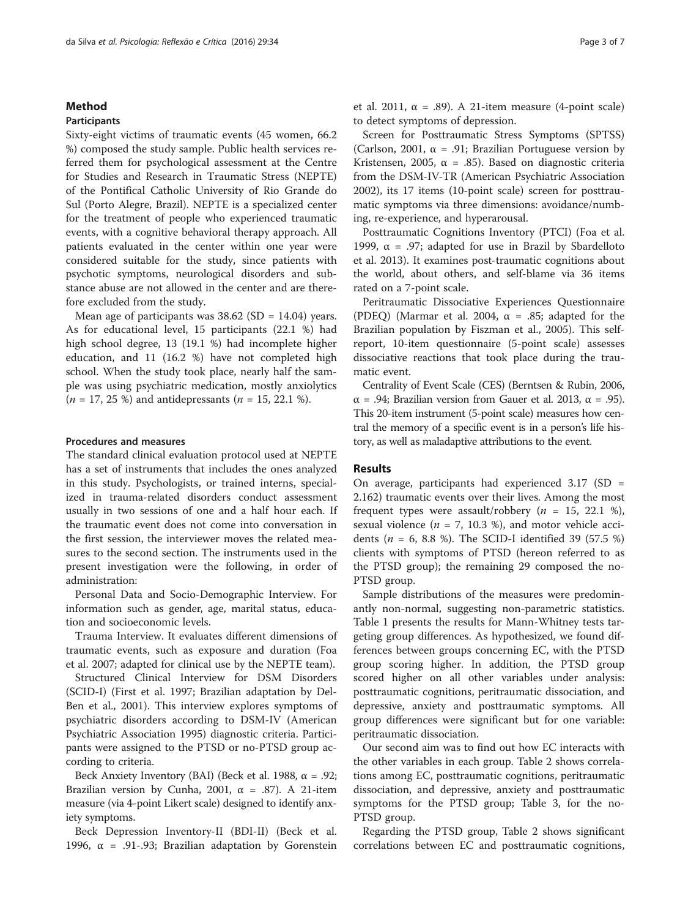## Method

### Participants

Sixty-eight victims of traumatic events (45 women, 66.2 %) composed the study sample. Public health services referred them for psychological assessment at the Centre for Studies and Research in Traumatic Stress (NEPTE) of the Pontifical Catholic University of Rio Grande do Sul (Porto Alegre, Brazil). NEPTE is a specialized center for the treatment of people who experienced traumatic events, with a cognitive behavioral therapy approach. All patients evaluated in the center within one year were considered suitable for the study, since patients with psychotic symptoms, neurological disorders and substance abuse are not allowed in the center and are therefore excluded from the study.

Mean age of participants was 38.62 (SD = 14.04) years. As for educational level, 15 participants (22.1 %) had high school degree, 13 (19.1 %) had incomplete higher education, and 11 (16.2 %) have not completed high school. When the study took place, nearly half the sample was using psychiatric medication, mostly anxiolytics (*n* = 17, 25 %) and antidepressants (*n* = 15, 22.1 %).

### Procedures and measures

The standard clinical evaluation protocol used at NEPTE has a set of instruments that includes the ones analyzed in this study. Psychologists, or trained interns, specialized in trauma-related disorders conduct assessment usually in two sessions of one and a half hour each. If the traumatic event does not come into conversation in the first session, the interviewer moves the related measures to the second section. The instruments used in the present investigation were the following, in order of administration:

Personal Data and Socio-Demographic Interview. For information such as gender, age, marital status, education and socioeconomic levels.

Trauma Interview. It evaluates different dimensions of traumatic events, such as exposure and duration (Foa et al. 2007; adapted for clinical use by the NEPTE team).

Structured Clinical Interview for DSM Disorders (SCID-I) (First et al. 1997; Brazilian adaptation by Del-Ben et al., 2001). This interview explores symptoms of psychiatric disorders according to DSM-IV (American Psychiatric Association 1995) diagnostic criteria. Participants were assigned to the PTSD or no-PTSD group according to criteria.

Beck Anxiety Inventory (BAI) (Beck et al. 1988, α = .92; Brazilian version by Cunha, 2001, α = .87). A 21-item measure (via 4-point Likert scale) designed to identify anxiety symptoms.

Beck Depression Inventory-II (BDI-II) (Beck et al. 1996, α = .91-.93; Brazilian adaptation by Gorenstein et al. 2011, α = .89). A 21-item measure (4-point scale) to detect symptoms of depression.

Screen for Posttraumatic Stress Symptoms (SPTSS) (Carlson, 2001, α = .91; Brazilian Portuguese version by Kristensen, 2005, α = .85). Based on diagnostic criteria from the DSM-IV-TR (American Psychiatric Association 2002), its 17 items (10-point scale) screen for posttraumatic symptoms via three dimensions: avoidance/numbing, re-experience, and hyperarousal.

Posttraumatic Cognitions Inventory (PTCI) (Foa et al. 1999, α = .97; adapted for use in Brazil by Sbardelloto et al. 2013). It examines post-traumatic cognitions about the world, about others, and self-blame via 36 items rated on a 7-point scale.

Peritraumatic Dissociative Experiences Questionnaire (PDEQ) (Marmar et al. 2004, α = .85; adapted for the Brazilian population by Fiszman et al., 2005). This self-report, 10-item questionnaire (5-point scale) assesses dissociative reactions that took place during the traumatic event.

Centrality of Event Scale (CES) (Berntsen & Rubin, 2006, α = .94; Brazilian version from Gauer et al. 2013, α = .95). This 20-item instrument (5-point scale) measures how central the memory of a specific event is in a person's life history, as well as maladaptive attributions to the event.

## Results

On average, participants had experienced 3.17 (SD = 2.162) traumatic events over their lives. Among the most frequent types were assault/robbery (*n* = 15, 22.1 %), sexual violence (*n* = 7, 10.3 %), and motor vehicle accidents (*n* = 6, 8.8 %). The SCID-I identified 39 (57.5 %) clients with symptoms of PTSD (hereon referred to as the PTSD group); the remaining 29 composed the no-PTSD group.

Sample distributions of the measures were predominantly non-normal, suggesting non-parametric statistics. Table 1 presents the results for Mann-Whitney tests targeting group differences. As hypothesized, we found differences between groups concerning EC, with the PTSD group scoring higher. In addition, the PTSD group scored higher on all other variables under analysis: posttraumatic cognitions, peritraumatic dissociation, and depressive, anxiety and posttraumatic symptoms. All group differences were significant but for one variable: peritraumatic dissociation.

Our second aim was to find out how EC interacts with the other variables in each group. Table 2 shows correlations among EC, posttraumatic cognitions, peritraumatic dissociation, and depressive, anxiety and posttraumatic symptoms for the PTSD group; Table 3, for the no-PTSD group.

Regarding the PTSD group, Table 2 shows significant correlations between EC and posttraumatic cognitions,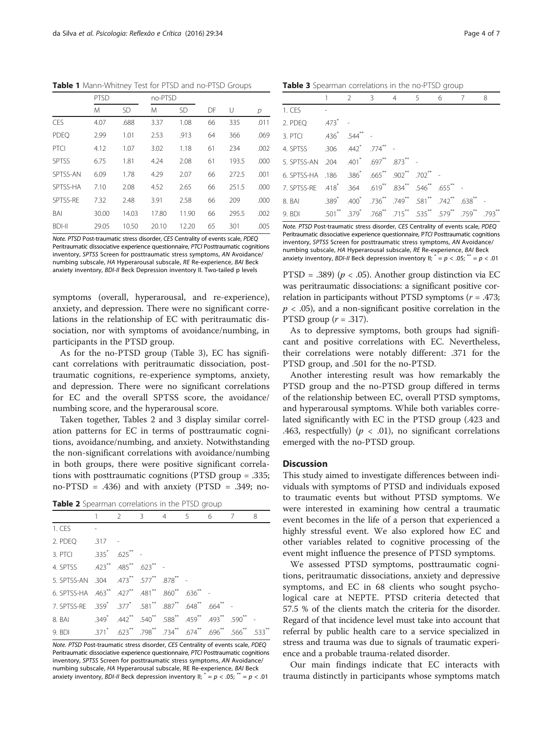**Table 1** Mann-Whitney Test for PTSD and no-PTSD Groups

| | PTSD | | no-PTSD | | | | |
|---|---|---|---|---|---|---|---|
| | M | SD | M | SD | DF | U | p |
| CES | 4.07 | .688 | 3.37 | 1.08 | 66 | 335 | .011 |
| PDEQ | 2.99 | 1.01 | 2.53 | .913 | 64 | 366 | .069 |
| PTCI | 4.12 | 1.07 | 3.02 | 1.18 | 61 | 234 | .002 |
| SPTSS | 6.75 | 1.81 | 4.24 | 2.08 | 61 | 193.5 | .000 |
| SPTSS-AN | 6.09 | 1.78 | 4.29 | 2.07 | 66 | 272.5 | .001 |
| SPTSS-HA | 7.10 | 2.08 | 4.52 | 2.65 | 66 | 251.5 | .000 |
| SPTSS-RE | 7.32 | 2.48 | 3.91 | 2.58 | 66 | 209 | .000 |
| BAI | 30.00 | 14.03 | 17.80 | 11.90 | 66 | 295.5 | .002 |
| BDI-II | 29.05 | 10.50 | 20.10 | 12.20 | 65 | 301 | .005 |

*Note. PTSD* Post-traumatic stress disorder, *CES* Centrality of events scale, *PDEQ* Peritraumatic dissociative experience questionnaire, *PTCI* Posttraumatic cognitions inventory, *SPTSS* Screen for posttraumatic stress symptoms, *AN* Avoidance/numbing subscale, *HA* Hyperarousal subscale, *RE* Re-experience, *BAI* Beck anxiety inventory, *BDI-II* Beck Depression inventory II. Two-tailed p levels

symptoms (overall, hyperarousal, and re-experience), anxiety, and depression. There were no significant correlations in the relationship of EC with peritraumatic dissociation, nor with symptoms of avoidance/numbing, in participants in the PTSD group.

As for the no-PTSD group (Table 3), EC has significant correlations with peritraumatic dissociation, posttraumatic cognitions, re-experience symptoms, anxiety, and depression. There were no significant correlations for EC and the overall SPTSS score, the avoidance/numbing score, and the hyperarousal score.

Taken together, Tables 2 and 3 display similar correlation patterns for EC in terms of posttraumatic cognitions, avoidance/numbing, and anxiety. Notwithstanding the non-significant correlations with avoidance/numbing in both groups, there were positive significant correlations with posttraumatic cognitions (PTSD group = .335; no-PTSD = .436) and with anxiety (PTSD = .349; no-PTSD = .389) ($p < .05$). Another group distinction via EC was peritraumatic dissociations: a significant positive correlation in participants without PTSD symptoms ($r = .473$; $p < .05$), and a non-significant positive correlation in the PTSD group ($r = .317$).

**Table 2** Spearman correlations in the PTSD group

| | 1 | 2 | 3 | 4 | 5 | 6 | 7 | 8 |
|---|---|---|---|---|---|---|---|---|
| 1. CES | - | | | | | | | |
| 2. PDEQ | .317 | - | | | | | | |
| 3. PTCI | .335* | .625** | - | | | | | |
| 4. SPTSS | .423** | .485** | .623** | - | | | | |
| 5. SPTSS-AN | .304 | .473** | .577** | .878** | - | | | |
| 6. SPTSS-HA | .463** | .427** | .481** | .860** | .636** | - | | |
| 7. SPTSS-RE | .359* | .377* | .581** | .887** | .648** | .664** | - | |
| 8. BAI | .349* | .442** | .540** | .588** | .459** | .493** | .590** | - |
| 9. BDI | .371* | .623** | .798** | .734** | .674** | .696** | .566** | .533** |

*Note. PTSD* Post-traumatic stress disorder, *CES* Centrality of events scale, *PDEQ* Peritraumatic dissociative experience questionnaire, *PTCI* Posttraumatic cognitions inventory, *SPTSS* Screen for posttraumatic stress symptoms, *AN* Avoidance/numbing subscale, *HA* Hyperarousal subscale, RE Re-experience, *BAI* Beck anxiety inventory, *BDI-II* Beck depression inventory II; * = $p < .05$; ** = $p < .01$

**Table 3** Spearman correlations in the no-PTSD group

| | 1 | 2 | 3 | 4 | 5 | 6 | 7 | 8 |
|---|---|---|---|---|---|---|---|---|
| 1. CES | - | | | | | | | |
| 2. PDEQ | .473* | - | | | | | | |
| 3. PTCI | .436* | .544** | - | | | | | |
| 4. SPTSS | .306 | .442* | .774** | - | | | | |
| 5. SPTSS-AN | .204 | .401* | .697** | .873** | - | | | |
| 6. SPTSS-HA | .186 | .386* | .665** | .902** | .702** | - | | |
| 7. SPTSS-RE | .418* | .364 | .619** | .834** | .546** | .655** | - | |
| 8. BAI | .389* | .400* | .736** | .749** | .581** | .742** | .638** | - |
| 9. BDI | .501** | .379* | .768** | .715** | .535** | .579** | .759** | .793** |

*Note. PTSD* Post-traumatic stress disorder, *CES* Centrality of events scale, *PDEQ* Peritraumatic dissociative experience questionnaire, *PTCI* Posttraumatic cognitions inventory, *SPTSS* Screen for posttraumatic stress symptoms, *AN* Avoidance/numbing subscale, *HA* Hyperarousal subscale, *RE* Re-experience, *BAI* Beck anxiety inventory, *BDI-II* Beck depression inventory II; * = $p < .05$; ** = $p < .01$

As to depressive symptoms, both groups had significant and positive correlations with EC. Nevertheless, their correlations were notably different: .371 for the PTSD group, and .501 for the no-PTSD.

Another interesting result was how remarkably the PTSD group and the no-PTSD group differed in terms of the relationship between EC, overall PTSD symptoms, and hyperarousal symptoms. While both variables correlated significantly with EC in the PTSD group (.423 and .463, respectfully) ($p < .01$), no significant correlations emerged with the no-PTSD group.

## Discussion

This study aimed to investigate differences between individuals with symptoms of PTSD and individuals exposed to traumatic events but without PTSD symptoms. We were interested in examining how central a traumatic event becomes in the life of a person that experienced a highly stressful event. We also explored how EC and other variables related to cognitive processing of the event might influence the presence of PTSD symptoms.

We assessed PTSD symptoms, posttraumatic cognitions, peritraumatic dissociations, anxiety and depressive symptoms, and EC in 68 clients who sought psychological care at NEPTE. PTSD criteria detected that 57.5 % of the clients match the criteria for the disorder. Regard of that incidence level must take into account that referral by public health care to a service specialized in stress and trauma was due to signals of traumatic experience and a probable trauma-related disorder.

Our main findings indicate that EC interacts with trauma distinctly in participants whose symptoms match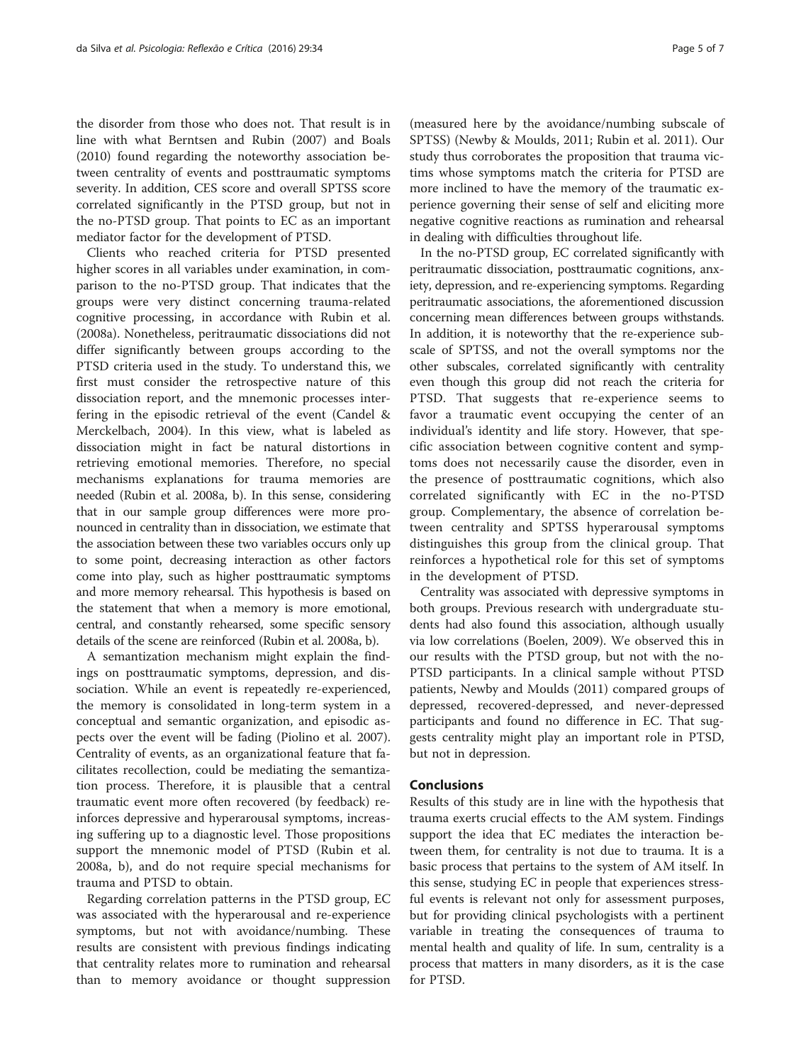the disorder from those who does not. That result is in line with what Berntsen and Rubin (2007) and Boals (2010) found regarding the noteworthy association between centrality of events and posttraumatic symptoms severity. In addition, CES score and overall SPTSS score correlated significantly in the PTSD group, but not in the no-PTSD group. That points to EC as an important mediator factor for the development of PTSD.

Clients who reached criteria for PTSD presented higher scores in all variables under examination, in comparison to the no-PTSD group. That indicates that the groups were very distinct concerning trauma-related cognitive processing, in accordance with Rubin et al. (2008a). Nonetheless, peritraumatic dissociations did not differ significantly between groups according to the PTSD criteria used in the study. To understand this, we first must consider the retrospective nature of this dissociation report, and the mnemonic processes interfering in the episodic retrieval of the event (Candel & Merckelbach, 2004). In this view, what is labeled as dissociation might in fact be natural distortions in retrieving emotional memories. Therefore, no special mechanisms explanations for trauma memories are needed (Rubin et al. 2008a, b). In this sense, considering that in our sample group differences were more pronounced in centrality than in dissociation, we estimate that the association between these two variables occurs only up to some point, decreasing interaction as other factors come into play, such as higher posttraumatic symptoms and more memory rehearsal. This hypothesis is based on the statement that when a memory is more emotional, central, and constantly rehearsed, some specific sensory details of the scene are reinforced (Rubin et al. 2008a, b).

A semantization mechanism might explain the findings on posttraumatic symptoms, depression, and dissociation. While an event is repeatedly re-experienced, the memory is consolidated in long-term system in a conceptual and semantic organization, and episodic aspects over the event will be fading (Piolino et al. 2007). Centrality of events, as an organizational feature that facilitates recollection, could be mediating the semantization process. Therefore, it is plausible that a central traumatic event more often recovered (by feedback) reinforces depressive and hyperarousal symptoms, increasing suffering up to a diagnostic level. Those propositions support the mnemonic model of PTSD (Rubin et al. 2008a, b), and do not require special mechanisms for trauma and PTSD to obtain.

Regarding correlation patterns in the PTSD group, EC was associated with the hyperarousal and re-experience symptoms, but not with avoidance/numbing. These results are consistent with previous findings indicating that centrality relates more to rumination and rehearsal than to memory avoidance or thought suppression (measured here by the avoidance/numbing subscale of SPTSS) (Newby & Moulds, 2011; Rubin et al. 2011). Our study thus corroborates the proposition that trauma victims whose symptoms match the criteria for PTSD are more inclined to have the memory of the traumatic experience governing their sense of self and eliciting more negative cognitive reactions as rumination and rehearsal in dealing with difficulties throughout life.

In the no-PTSD group, EC correlated significantly with peritraumatic dissociation, posttraumatic cognitions, anxiety, depression, and re-experiencing symptoms. Regarding peritraumatic associations, the aforementioned discussion concerning mean differences between groups withstands. In addition, it is noteworthy that the re-experience subscale of SPTSS, and not the overall symptoms nor the other subscales, correlated significantly with centrality even though this group did not reach the criteria for PTSD. That suggests that re-experience seems to favor a traumatic event occupying the center of an individual's identity and life story. However, that specific association between cognitive content and symptoms does not necessarily cause the disorder, even in the presence of posttraumatic cognitions, which also correlated significantly with EC in the no-PTSD group. Complementary, the absence of correlation between centrality and SPTSS hyperarousal symptoms distinguishes this group from the clinical group. That reinforces a hypothetical role for this set of symptoms in the development of PTSD.

Centrality was associated with depressive symptoms in both groups. Previous research with undergraduate students had also found this association, although usually via low correlations (Boelen, 2009). We observed this in our results with the PTSD group, but not with the no-PTSD participants. In a clinical sample without PTSD patients, Newby and Moulds (2011) compared groups of depressed, recovered-depressed, and never-depressed participants and found no difference in EC. That suggests centrality might play an important role in PTSD, but not in depression.

## Conclusions

Results of this study are in line with the hypothesis that trauma exerts crucial effects to the AM system. Findings support the idea that EC mediates the interaction between them, for centrality is not due to trauma. It is a basic process that pertains to the system of AM itself. In this sense, studying EC in people that experiences stressful events is relevant not only for assessment purposes, but for providing clinical psychologists with a pertinent variable in treating the consequences of trauma to mental health and quality of life. In sum, centrality is a process that matters in many disorders, as it is the case for PTSD.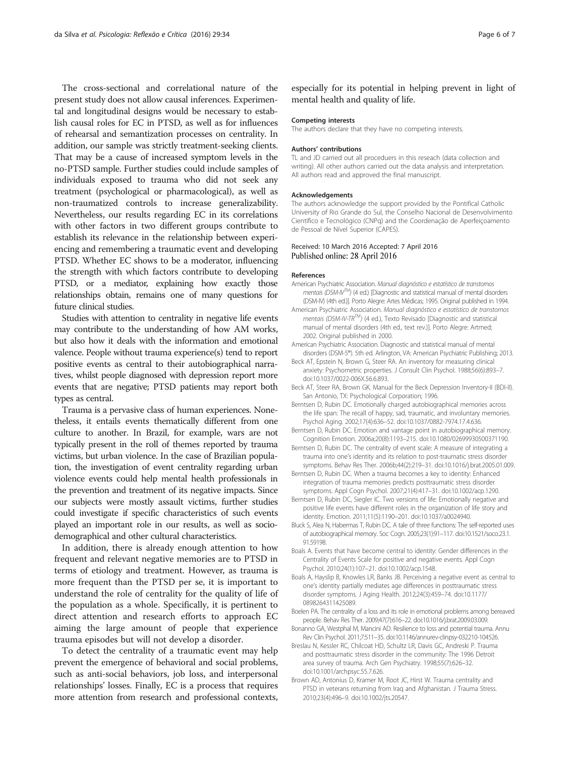The cross-sectional and correlational nature of the present study does not allow causal inferences. Experimental and longitudinal designs would be necessary to establish causal roles for EC in PTSD, as well as for influences of rehearsal and semantization processes on centrality. In addition, our sample was strictly treatment-seeking clients. That may be a cause of increased symptom levels in the no-PTSD sample. Further studies could include samples of individuals exposed to trauma who did not seek any treatment (psychological or pharmacological), as well as non-traumatized controls to increase generalizability. Nevertheless, our results regarding EC in its correlations with other factors in two different groups contribute to establish its relevance in the relationship between experiencing and remembering a traumatic event and developing PTSD. Whether EC shows to be a moderator, influencing the strength with which factors contribute to developing PTSD, or a mediator, explaining how exactly those relationships obtain, remains one of many questions for future clinical studies.

Studies with attention to centrality in negative life events may contribute to the understanding of how AM works, but also how it deals with the information and emotional valence. People without trauma experience(s) tend to report positive events as central to their autobiographical narratives, whilst people diagnosed with depression report more events that are negative; PTSD patients may report both types as central.

Trauma is a pervasive class of human experiences. Nonetheless, it entails events thematically different from one culture to another. In Brazil, for example, wars are not typically present in the roll of themes reported by trauma victims, but urban violence. In the case of Brazilian population, the investigation of event centrality regarding urban violence events could help mental health professionals in the prevention and treatment of its negative impacts. Since our subjects were mostly assault victims, further studies could investigate if specific characteristics of such events played an important role in our results, as well as sociodemographical and other cultural characteristics.

In addition, there is already enough attention to how frequent and relevant negative memories are to PTSD in terms of etiology and treatment. However, as trauma is more frequent than the PTSD per se, it is important to understand the role of centrality for the quality of life of the population as a whole. Specifically, it is pertinent to direct attention and research efforts to approach EC aiming the large amount of people that experience trauma episodes but will not develop a disorder.

To detect the centrality of a traumatic event may help prevent the emergence of behavioral and social problems, such as anti-social behaviors, job loss, and interpersonal relationships' losses. Finally, EC is a process that requires more attention from research and professional contexts, especially for its potential in helping prevent in light of mental health and quality of life.

#### Competing interests

The authors declare that they have no competing interests.

#### Authors' contributions

TL and JD carried out all proceduers in this reseach (data collection and writing). All other authors carried out the data analysis and interpretation. All authors read and approved the final manuscript.

#### Acknowledgements

The authors acknowledge the support provided by the Pontifical Catholic University of Rio Grande do Sul, the Conselho Nacional de Desenvolvimento Científico e Tecnológico (CNPq) and the Coordenação de Aperfeiçoamento de Pessoal de Nível Superior (CAPES).

Received: 10 March 2016 Accepted: 7 April 2016
Published online: 28 April 2016

#### References

- American Psychiatric Association. *Manual diagnóstico e estatístico de transtornos mentais (DSM-IV™)* (4 ed.) [Diagnostic and statistical manual of mental disorders (DSM-IV) (4th ed.)]. Porto Alegre: Artes Médicas; 1995. Original published in 1994.
- American Psychiatric Association. *Manual diagnóstico e estatístico de transtornos mentais (DSM-IV-TR™)* (4 ed.), Texto Revisado [Diagnostic and statistical manual of mental disorders (4th ed., text rev.)]. Porto Alegre: Artmed; 2002. Original published in 2000.
- American Psychiatric Association. Diagnostic and statistical manual of mental disorders (DSM-5®). 5th ed. Arlington, VA: American Psychiatric Publishing; 2013.
- Beck AT, Epstein N, Brown G, Steer RA. An inventory for measuring clinical anxiety: Psychometric properties. J Consult Clin Psychol. 1988;56(6):893–7. doi:10.1037/0022-006X.56.6.893.
- Beck AT, Steer RA, Brown GK. Manual for the Beck Depression Inventory-II (BDI-II). San Antonio, TX: Psychological Corporation; 1996.
- Berntsen D, Rubin DC. Emotionally charged autobiographical memories across the life span: The recall of happy, sad, traumatic, and involuntary memories. Psychol Aging. 2002;17(4):636–52. doi:10.1037/0882-7974.17.4.636.
- Berntsen D, Rubin DC. Emotion and vantage point in autobiographical memory. Cognition Emotion. 2006a;20(8):1193–215. doi:10.1080/02699930500371190.
- Berntsen D, Rubin DC. The centrality of event scale: A measure of integrating a trauma into one's identity and its relation to post-traumatic stress disorder symptoms. Behav Res Ther. 2006b;44(2):219–31. doi:10.1016/j.brat.2005.01.009.
- Berntsen D, Rubin DC. When a trauma becomes a key to identity: Enhanced integration of trauma memories predicts posttraumatic stress disorder symptoms. Appl Cogn Psychol. 2007;21(4):417–31. doi:10.1002/acp.1290.
- Berntsen D, Rubin DC, Siegler IC. Two versions of life: Emotionally negative and positive life events have different roles in the organization of life story and identity. Emotion. 2011;11(5):1190–201. doi:10.1037/a0024940.
- Bluck S, Alea N, Habermas T, Rubin DC. A tale of three functions: The self-reported uses of autobiographical memory. Soc Cogn. 2005;23(1):91–117. doi:10.1521/soco.23.1.91.59198.
- Boals A. Events that have become central to identity: Gender differences in the Centrality of Events Scale for positive and negative events. Appl Cogn Psychol. 2010;24(1):107–21. doi:10.1002/acp.1548.
- Boals A, Hayslip B, Knowles LR, Banks JB. Perceiving a negative event as central to one's identity partially mediates age differences in posttraumatic stress disorder symptoms. J Aging Health. 2012;24(3):459–74. doi:10.1177/0898264311425089.
- Boelen PA. The centrality of a loss and its role in emotional problems among bereaved people. Behav Res Ther. 2009;47(7):616–22. doi:10.1016/j.brat.2009.03.009.
- Bonanno GA, Westphal M, Mancini AD. Resilience to loss and potential trauma. Annu Rev Clin Psychol. 2011;7:511–35. doi:10.1146/annurev-clinpsy-032210-104526.
- Breslau N, Kessler RC, Chilcoat HD, Schultz LR, Davis GC, Andreski P. Trauma and posttraumatic stress disorder in the community: The 1996 Detroit area survey of trauma. Arch Gen Psychiatry. 1998;55(7):626–32. doi:10.1001/archpsyc.55.7.626.
- Brown AD, Antonius D, Kramer M, Root JC, Hirst W. Trauma centrality and PTSD in veterans returning from Iraq and Afghanistan. J Trauma Stress. 2010;23(4):496–9. doi:10.1002/jts.20547.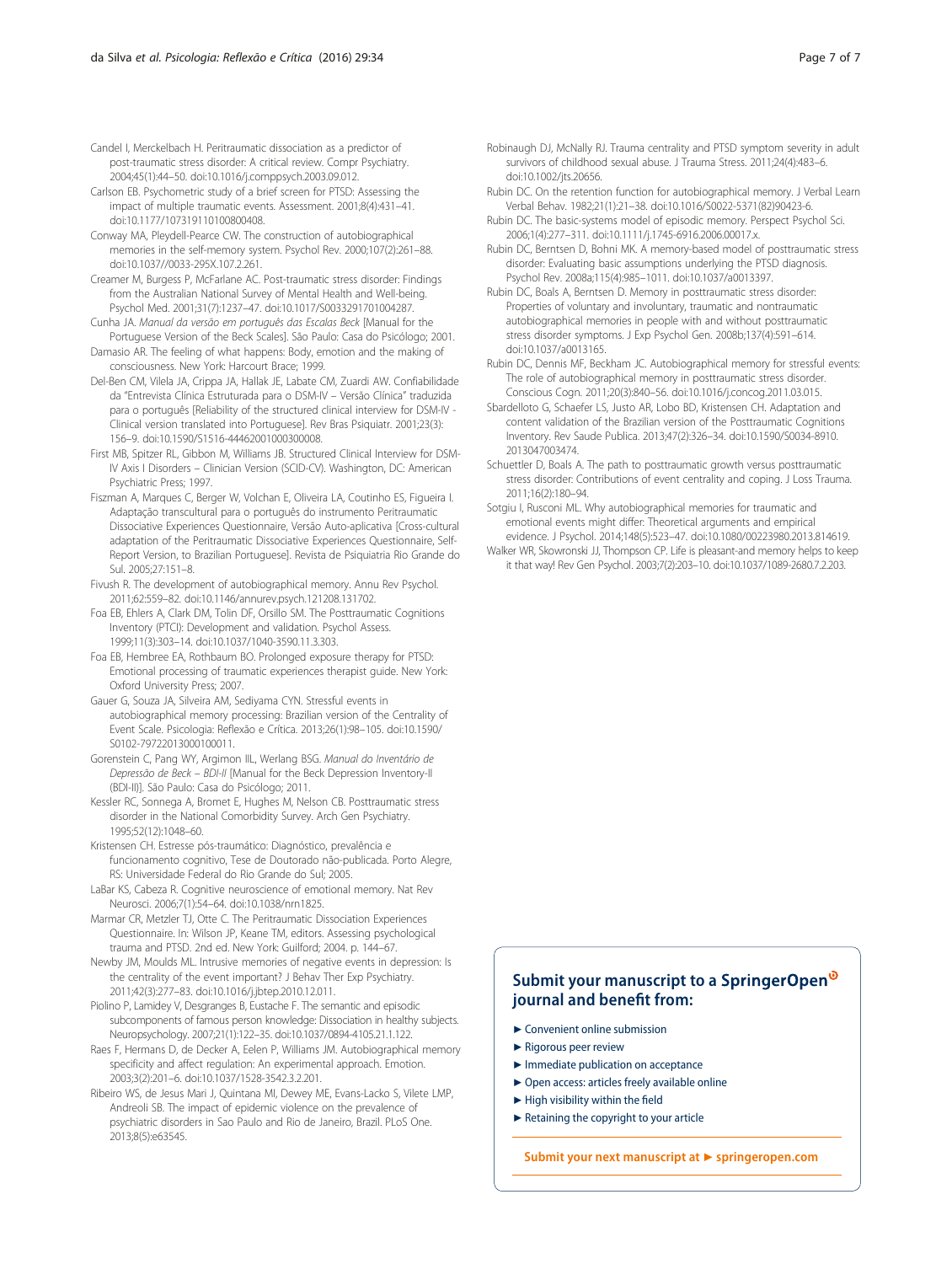Candel I, Merckelbach H. Peritraumatic dissociation as a predictor of post-traumatic stress disorder: A critical review. Compr Psychiatry. 2004;45(1):44–50. doi:10.1016/j.comppsych.2003.09.012.

Carlson EB. Psychometric study of a brief screen for PTSD: Assessing the impact of multiple traumatic events. Assessment. 2001;8(4):431–41. doi:10.1177/107319110100800408.

Conway MA, Pleydell-Pearce CW. The construction of autobiographical memories in the self-memory system. Psychol Rev. 2000;107(2):261–88. doi:10.1037//0033-295X.107.2.261.

Creamer M, Burgess P, McFarlane AC. Post-traumatic stress disorder: Findings from the Australian National Survey of Mental Health and Well-being. Psychol Med. 2001;31(7):1237–47. doi:10.1017/S0033291701004287.

Cunha JA. *Manual da versão em português das Escalas Beck* [Manual for the Portuguese Version of the Beck Scales]. São Paulo: Casa do Psicólogo; 2001.

Damasio AR. The feeling of what happens: Body, emotion and the making of consciousness. New York: Harcourt Brace; 1999.

Del-Ben CM, Vilela JA, Crippa JA, Hallak JE, Labate CM, Zuardi AW. Confiabilidade da "Entrevista Clínica Estruturada para o DSM-IV – Versão Clínica" traduzida para o português [Reliability of the structured clinical interview for DSM-IV - Clinical version translated into Portuguese]. Rev Bras Psiquiatr. 2001;23(3):156–9. doi:10.1590/S1516-44462001000300008.

First MB, Spitzer RL, Gibbon M, Williams JB. Structured Clinical Interview for DSM-IV Axis I Disorders – Clinician Version (SCID-CV). Washington, DC: American Psychiatric Press; 1997.

Fiszman A, Marques C, Berger W, Volchan E, Oliveira LA, Coutinho ES, Figueira I. Adaptação transcultural para o português do instrumento Peritraumatic Dissociative Experiences Questionnaire, Versão Auto-aplicativa [Cross-cultural adaptation of the Peritraumatic Dissociative Experiences Questionnaire, Self-Report Version, to Brazilian Portuguese]. Revista de Psiquiatria Rio Grande do Sul. 2005;27:151–8.

Fivush R. The development of autobiographical memory. Annu Rev Psychol. 2011;62:559–82. doi:10.1146/annurev.psych.121208.131702.

Foa EB, Ehlers A, Clark DM, Tolin DF, Orsillo SM. The Posttraumatic Cognitions Inventory (PTCI): Development and validation. Psychol Assess. 1999;11(3):303–14. doi:10.1037/1040-3590.11.3.303.

Foa EB, Hembree EA, Rothbaum BO. Prolonged exposure therapy for PTSD: Emotional processing of traumatic experiences therapist guide. New York: Oxford University Press; 2007.

Gauer G, Souza JA, Silveira AM, Sediyama CYN. Stressful events in autobiographical memory processing: Brazilian version of the Centrality of Event Scale. Psicologia: Reflexão e Crítica. 2013;26(1):98–105. doi:10.1590/S0102-79722013000100011.

Gorenstein C, Pang WY, Argimon IIL, Werlang BSG. *Manual do Inventário de Depressão de Beck – BDI-II* [Manual for the Beck Depression Inventory-II (BDI-II)]. São Paulo: Casa do Psicólogo; 2011.

Kessler RC, Sonnega A, Bromet E, Hughes M, Nelson CB. Posttraumatic stress disorder in the National Comorbidity Survey. Arch Gen Psychiatry. 1995;52(12):1048–60.

Kristensen CH. Estresse pós-traumático: Diagnóstico, prevalência e funcionamento cognitivo, Tese de Doutorado não-publicada. Porto Alegre, RS: Universidade Federal do Rio Grande do Sul; 2005.

LaBar KS, Cabeza R. Cognitive neuroscience of emotional memory. Nat Rev Neurosci. 2006;7(1):54–64. doi:10.1038/nrn1825.

Marmar CR, Metzler TJ, Otte C. The Peritraumatic Dissociation Experiences Questionnaire. In: Wilson JP, Keane TM, editors. Assessing psychological trauma and PTSD. 2nd ed. New York: Guilford; 2004. p. 144–67.

Newby JM, Moulds ML. Intrusive memories of negative events in depression: Is the centrality of the event important? J Behav Ther Exp Psychiatry. 2011;42(3):277–83. doi:10.1016/j.jbtep.2010.12.011.

Piolino P, Lamidey V, Desgranges B, Eustache F. The semantic and episodic subcomponents of famous person knowledge: Dissociation in healthy subjects. Neuropsychology. 2007;21(1):122–35. doi:10.1037/0894-4105.21.1.122.

Raes F, Hermans D, de Decker A, Eelen P, Williams JM. Autobiographical memory specificity and affect regulation: An experimental approach. Emotion. 2003;3(2):201–6. doi:10.1037/1528-3542.3.2.201.

Ribeiro WS, de Jesus Mari J, Quintana MI, Dewey ME, Evans-Lacko S, Vilete LMP, Andreoli SB. The impact of epidemic violence on the prevalence of psychiatric disorders in Sao Paulo and Rio de Janeiro, Brazil. PLoS One. 2013;8(5):e63545.

Robinaugh DJ, McNally RJ. Trauma centrality and PTSD symptom severity in adult survivors of childhood sexual abuse. J Trauma Stress. 2011;24(4):483–6. doi:10.1002/jts.20656.

Rubin DC. On the retention function for autobiographical memory. J Verbal Learn Verbal Behav. 1982;21(1):21–38. doi:10.1016/S0022-5371(82)90423-6.

Rubin DC. The basic-systems model of episodic memory. Perspect Psychol Sci. 2006;1(4):277–311. doi:10.1111/j.1745-6916.2006.00017.x.

Rubin DC, Berntsen D, Bohni MK. A memory-based model of posttraumatic stress disorder: Evaluating basic assumptions underlying the PTSD diagnosis. Psychol Rev. 2008a;115(4):985–1011. doi:10.1037/a0013397.

Rubin DC, Boals A, Berntsen D. Memory in posttraumatic stress disorder: Properties of voluntary and involuntary, traumatic and nontraumatic autobiographical memories in people with and without posttraumatic stress disorder symptoms. J Exp Psychol Gen. 2008b;137(4):591–614. doi:10.1037/a0013165.

Rubin DC, Dennis MF, Beckham JC. Autobiographical memory for stressful events: The role of autobiographical memory in posttraumatic stress disorder. Conscious Cogn. 2011;20(3):840–56. doi:10.1016/j.concog.2011.03.015.

Sbardelloto G, Schaefer LS, Justo AR, Lobo BD, Kristensen CH. Adaptation and content validation of the Brazilian version of the Posttraumatic Cognitions Inventory. Rev Saude Publica. 2013;47(2):326–34. doi:10.1590/S0034-8910.2013047003474.

Schuettler D, Boals A. The path to posttraumatic growth versus posttraumatic stress disorder: Contributions of event centrality and coping. J Loss Trauma. 2011;16(2):180–94.

Sotgiu I, Rusconi ML. Why autobiographical memories for traumatic and emotional events might differ: Theoretical arguments and empirical evidence. J Psychol. 2014;148(5):523–47. doi:10.1080/00223980.2013.814619.

Walker WR, Skowronski JJ, Thompson CP. Life is pleasant-and memory helps to keep it that way! Rev Gen Psychol. 2003;7(2):203–10. doi:10.1037/1089-2680.7.2.203.

**Submit your manuscript to a SpringerOpen journal and benefit from:**

- ► Convenient online submission
- ► Rigorous peer review
- ► Immediate publication on acceptance
- ► Open access: articles freely available online
- ► High visibility within the field
- ► Retaining the copyright to your article

**Submit your next manuscript at ► springeropen.com**